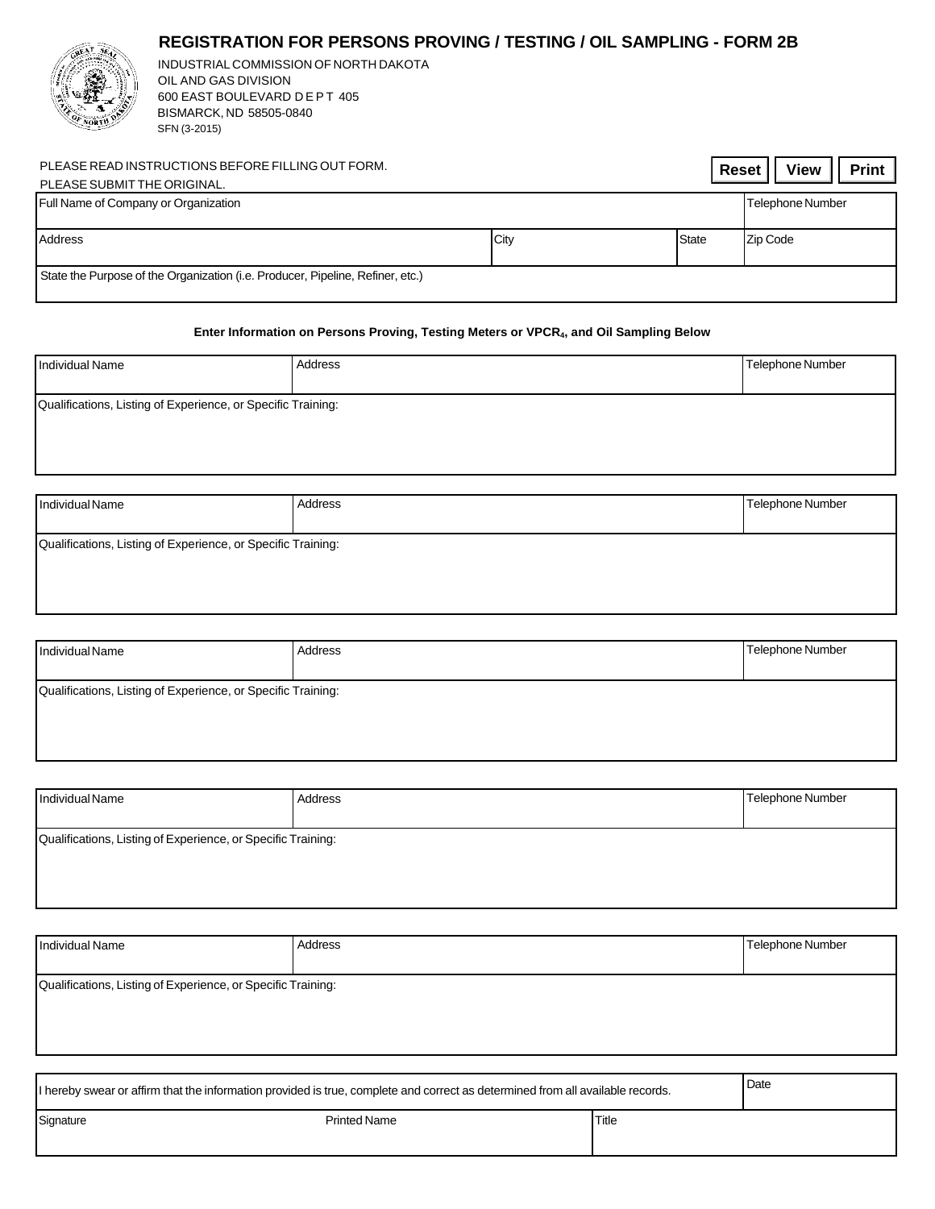# REGISTRATION FOR PERSONS PROVING / TESTING / OIL SAMPLING - FORM 2B

INDUSTRIAL COMMISSION OF NORTH DAKOTA
OIL AND GAS DIVISION
600 EAST BOULEVARD D E P T 405
BISMARCK, ND 58505-0840
SFN (3-2015)

PLEASE READ INSTRUCTIONS BEFORE FILLING OUT FORM.
PLEASE SUBMIT THE ORIGINAL.

Reset | View | Print

| Full Name of Company or Organization | | | Telephone Number |
|---|---|---|---|
| Address | City | State | Zip Code |
| State the Purpose of the Organization (i.e. Producer, Pipeline, Refiner, etc.) | | | |

**Enter Information on Persons Proving, Testing Meters or $VPCR_4$, and Oil Sampling Below**

| Individual Name | Address | Telephone Number |
|---|---|---|
| Qualifications, Listing of Experience, or Specific Training: | | |

| Individual Name | Address | Telephone Number |
|---|---|---|
| Qualifications, Listing of Experience, or Specific Training: | | |

| Individual Name | Address | Telephone Number |
|---|---|---|
| Qualifications, Listing of Experience, or Specific Training: | | |

| Individual Name | Address | Telephone Number |
|---|---|---|
| Qualifications, Listing of Experience, or Specific Training: | | |

| Individual Name | Address | Telephone Number |
|---|---|---|
| Qualifications, Listing of Experience, or Specific Training: | | |

| I hereby swear or affirm that the information provided is true, complete and correct as determined from all available records. | | Date |
|---|---|---|
| Signature | Printed Name | Title |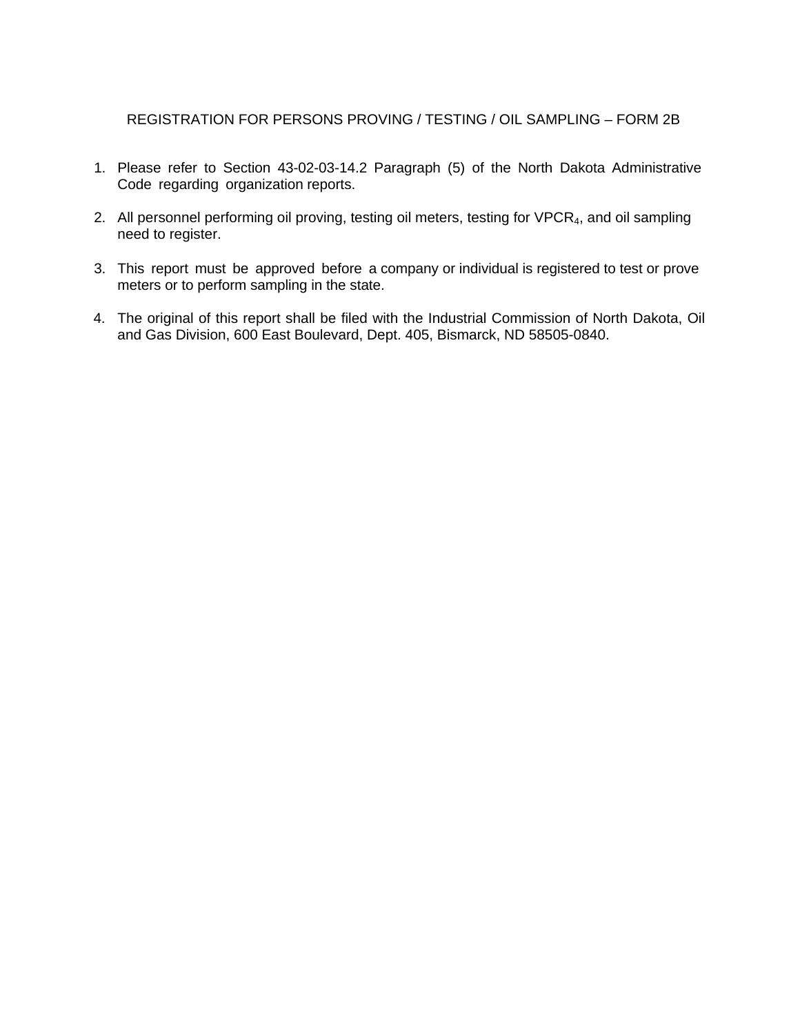# REGISTRATION FOR PERSONS PROVING / TESTING / OIL SAMPLING – FORM 2B

1. Please refer to Section 43-02-03-14.2 Paragraph (5) of the North Dakota Administrative Code regarding organization reports.

2. All personnel performing oil proving, testing oil meters, testing for $VPCR_4$, and oil sampling need to register.

3. This report must be approved before a company or individual is registered to test or prove meters or to perform sampling in the state.

4. The original of this report shall be filed with the Industrial Commission of North Dakota, Oil and Gas Division, 600 East Boulevard, Dept. 405, Bismarck, ND 58505-0840.